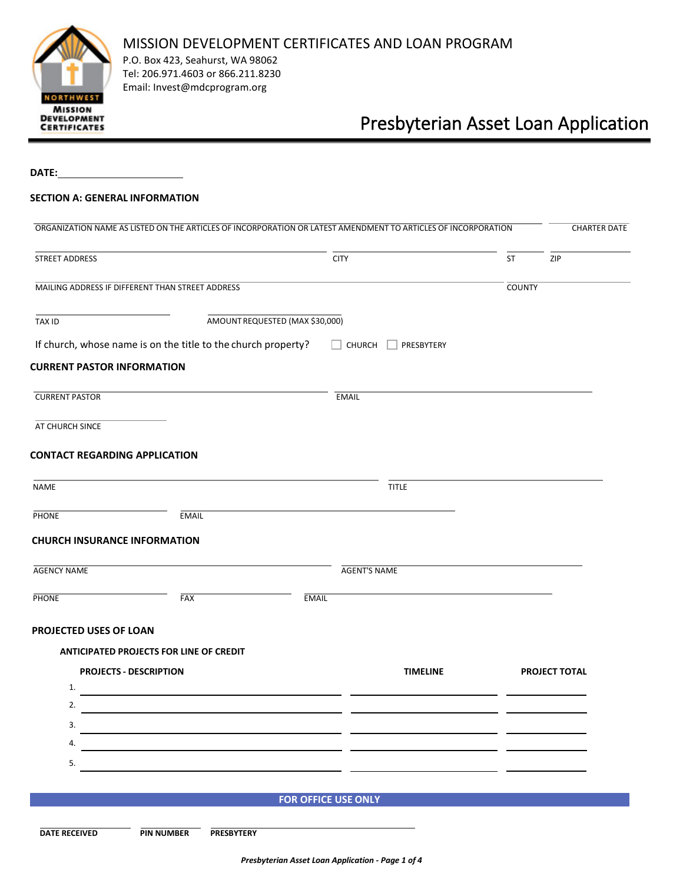NORTHWEST MISSION DEVELOPMENT CERTIFICATES

# MISSION DEVELOPMENT CERTIFICATES AND LOAN PROGRAM

P.O. Box 423, Seahurst, WA 98062
Tel: 206.971.4603 or 866.211.8230
Email: Invest@mdcprogram.org

# Presbyterian Asset Loan Application

**DATE:**\_\_\_\_\_\_\_\_\_\_\_\_\_\_\_\_\_\_\_\_\_\_

## SECTION A: GENERAL INFORMATION

ORGANIZATION NAME AS LISTED ON THE ARTICLES OF INCORPORATION OR LATEST AMENDMENT TO ARTICLES OF INCORPORATION \_\_\_\_\_\_\_\_\_\_ CHARTER DATE \_\_\_\_\_\_\_\_\_\_

STREET ADDRESS \_\_\_\_\_\_\_\_\_\_ CITY \_\_\_\_\_\_\_\_\_\_ ST \_\_\_\_ ZIP \_\_\_\_\_\_

MAILING ADDRESS IF DIFFERENT THAN STREET ADDRESS \_\_\_\_\_\_\_\_\_\_ COUNTY \_\_\_\_\_\_\_\_\_\_

TAX ID \_\_\_\_\_\_\_\_\_\_ AMOUNT REQUESTED (MAX $30,000) \_\_\_\_\_\_\_\_\_\_

If church, whose name is on the title to the church property? ☐ CHURCH ☐ PRESBYTERY

## CURRENT PASTOR INFORMATION

CURRENT PASTOR \_\_\_\_\_\_\_\_\_\_ EMAIL \_\_\_\_\_\_\_\_\_\_

AT CHURCH SINCE \_\_\_\_\_\_\_\_\_\_

## CONTACT REGARDING APPLICATION

NAME \_\_\_\_\_\_\_\_\_\_ TITLE \_\_\_\_\_\_\_\_\_\_

PHONE \_\_\_\_\_\_\_\_\_\_ EMAIL \_\_\_\_\_\_\_\_\_\_

## CHURCH INSURANCE INFORMATION

AGENCY NAME \_\_\_\_\_\_\_\_\_\_ AGENT'S NAME \_\_\_\_\_\_\_\_\_\_

PHONE \_\_\_\_\_\_\_\_\_\_ FAX \_\_\_\_\_\_\_\_\_\_ EMAIL \_\_\_\_\_\_\_\_\_\_

## PROJECTED USES OF LOAN

### ANTICIPATED PROJECTS FOR LINE OF CREDIT

| | PROJECTS - DESCRIPTION | TIMELINE | PROJECT TOTAL |
|---|---|---|---|
| 1. | | | |
| 2. | | | |
| 3. | | | |
| 4. | | | |
| 5. | | | |

**FOR OFFICE USE ONLY**

**DATE RECEIVED** \_\_\_\_\_\_\_\_\_\_ **PIN NUMBER** \_\_\_\_\_\_\_\_\_\_ **PRESBYTERY** \_\_\_\_\_\_\_\_\_\_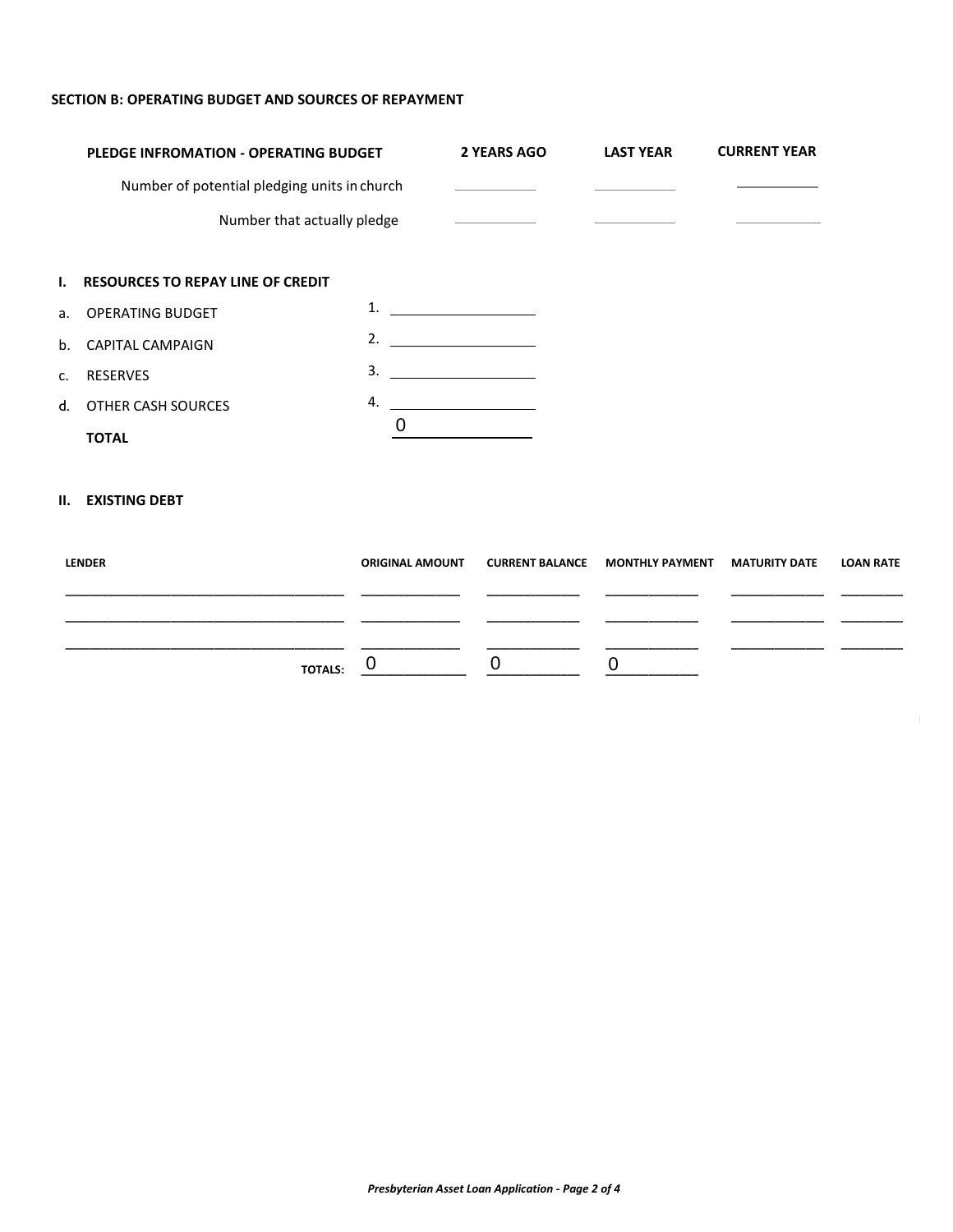### SECTION B: OPERATING BUDGET AND SOURCES OF REPAYMENT

| PLEDGE INFROMATION - OPERATING BUDGET | 2 YEARS AGO | LAST YEAR | CURRENT YEAR |
|---|---|---|---|
| Number of potential pledging units in church | | | |
| Number that actually pledge | | | |

**I. RESOURCES TO REPAY LINE OF CREDIT**

| | | |
|---|---|---|
| a. | OPERATING BUDGET | 1. |
| b. | CAPITAL CAMPAIGN | 2. |
| c. | RESERVES | 3. |
| d. | OTHER CASH SOURCES | 4. |
| | **TOTAL** | 0 |

**II. EXISTING DEBT**

| LENDER | ORIGINAL AMOUNT | CURRENT BALANCE | MONTHLY PAYMENT | MATURITY DATE | LOAN RATE |
|---|---|---|---|---|---|
| | | | | | |
| | | | | | |
| | | | | | |
| **TOTALS:** | 0 | 0 | 0 | | |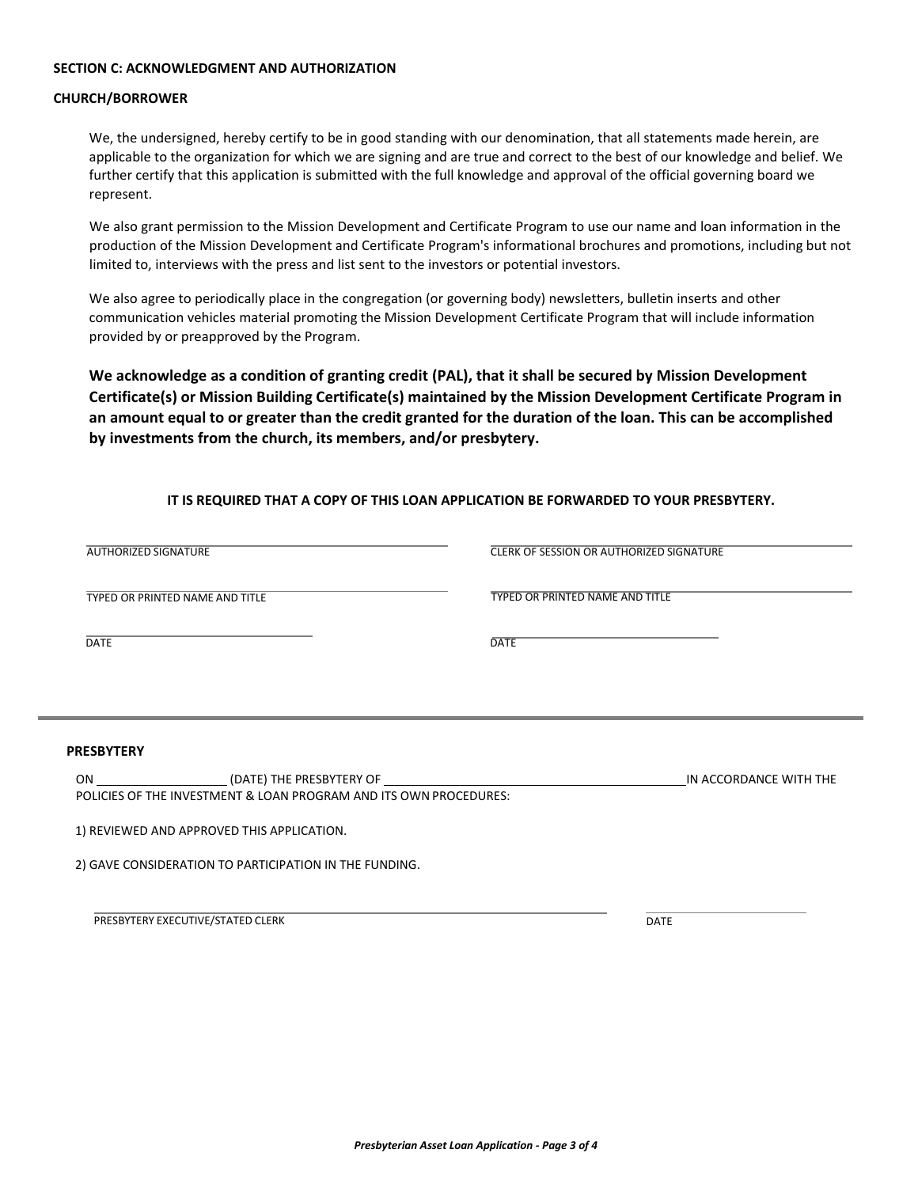### SECTION C: ACKNOWLEDGMENT AND AUTHORIZATION

#### CHURCH/BORROWER

We, the undersigned, hereby certify to be in good standing with our denomination, that all statements made herein, are applicable to the organization for which we are signing and are true and correct to the best of our knowledge and belief. We further certify that this application is submitted with the full knowledge and approval of the official governing board we represent.

We also grant permission to the Mission Development and Certificate Program to use our name and loan information in the production of the Mission Development and Certificate Program's informational brochures and promotions, including but not limited to, interviews with the press and list sent to the investors or potential investors.

We also agree to periodically place in the congregation (or governing body) newsletters, bulletin inserts and other communication vehicles material promoting the Mission Development Certificate Program that will include information provided by or preapproved by the Program.

**We acknowledge as a condition of granting credit (PAL), that it shall be secured by Mission Development Certificate(s) or Mission Building Certificate(s) maintained by the Mission Development Certificate Program in an amount equal to or greater than the credit granted for the duration of the loan. This can be accomplished by investments from the church, its members, and/or presbytery.**

**IT IS REQUIRED THAT A COPY OF THIS LOAN APPLICATION BE FORWARDED TO YOUR PRESBYTERY.**

______________________________ AUTHORIZED SIGNATURE

______________________________ TYPED OR PRINTED NAME AND TITLE

______________________________ DATE

______________________________ CLERK OF SESSION OR AUTHORIZED SIGNATURE

______________________________ TYPED OR PRINTED NAME AND TITLE

______________________________ DATE

---

#### PRESBYTERY

ON ________________ (DATE) THE PRESBYTERY OF ________________________________ IN ACCORDANCE WITH THE POLICIES OF THE INVESTMENT & LOAN PROGRAM AND ITS OWN PROCEDURES:

1) REVIEWED AND APPROVED THIS APPLICATION.

2) GAVE CONSIDERATION TO PARTICIPATION IN THE FUNDING.

______________________________ PRESBYTERY EXECUTIVE/STATED CLERK

______________________________ DATE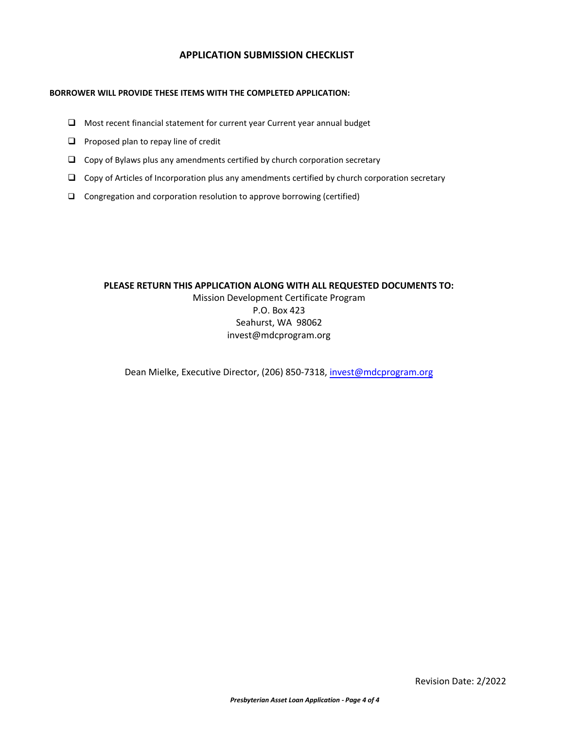## APPLICATION SUBMISSION CHECKLIST

**BORROWER WILL PROVIDE THESE ITEMS WITH THE COMPLETED APPLICATION:**

- ❑ Most recent financial statement for current year Current year annual budget
- ❑ Proposed plan to repay line of credit
- ❑ Copy of Bylaws plus any amendments certified by church corporation secretary
- ❑ Copy of Articles of Incorporation plus any amendments certified by church corporation secretary
- ❑ Congregation and corporation resolution to approve borrowing (certified)

**PLEASE RETURN THIS APPLICATION ALONG WITH ALL REQUESTED DOCUMENTS TO:**

Mission Development Certificate Program
P.O. Box 423
Seahurst, WA 98062
invest@mdcprogram.org

Dean Mielke, Executive Director, (206) 850-7318, invest@mdcprogram.org

Revision Date: 2/2022